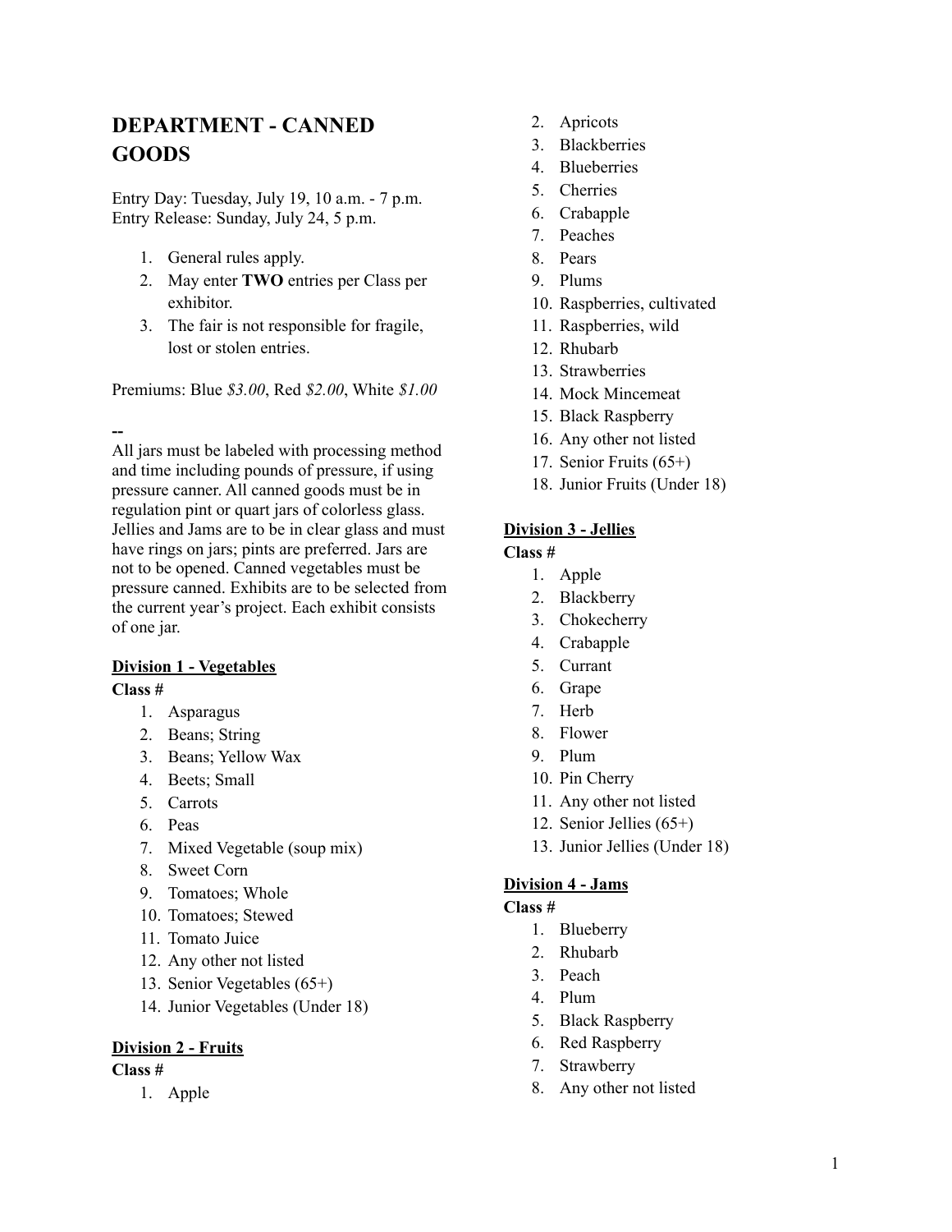# DEPARTMENT - CANNED GOODS

Entry Day: Tuesday, July 19, 10 a.m. - 7 p.m.
Entry Release: Sunday, July 24, 5 p.m.

1. General rules apply.
2. May enter **TWO** entries per Class per exhibitor.
3. The fair is not responsible for fragile, lost or stolen entries.

Premiums: Blue *$3.00*, Red *$2.00*, White *$1.00*

--

All jars must be labeled with processing method and time including pounds of pressure, if using pressure canner. All canned goods must be in regulation pint or quart jars of colorless glass. Jellies and Jams are to be in clear glass and must have rings on jars; pints are preferred. Jars are not to be opened. Canned vegetables must be pressure canned. Exhibits are to be selected from the current year's project. Each exhibit consists of one jar.

## Division 1 - Vegetables

**Class #**

1. Asparagus
2. Beans; String
3. Beans; Yellow Wax
4. Beets; Small
5. Carrots
6. Peas
7. Mixed Vegetable (soup mix)
8. Sweet Corn
9. Tomatoes; Whole
10. Tomatoes; Stewed
11. Tomato Juice
12. Any other not listed
13. Senior Vegetables (65+)
14. Junior Vegetables (Under 18)

## Division 2 - Fruits

**Class #**

1. Apple
2. Apricots
3. Blackberries
4. Blueberries
5. Cherries
6. Crabapple
7. Peaches
8. Pears
9. Plums
10. Raspberries, cultivated
11. Raspberries, wild
12. Rhubarb
13. Strawberries
14. Mock Mincemeat
15. Black Raspberry
16. Any other not listed
17. Senior Fruits (65+)
18. Junior Fruits (Under 18)

## Division 3 - Jellies

**Class #**

1. Apple
2. Blackberry
3. Chokecherry
4. Crabapple
5. Currant
6. Grape
7. Herb
8. Flower
9. Plum
10. Pin Cherry
11. Any other not listed
12. Senior Jellies (65+)
13. Junior Jellies (Under 18)

## Division 4 - Jams

**Class #**

1. Blueberry
2. Rhubarb
3. Peach
4. Plum
5. Black Raspberry
6. Red Raspberry
7. Strawberry
8. Any other not listed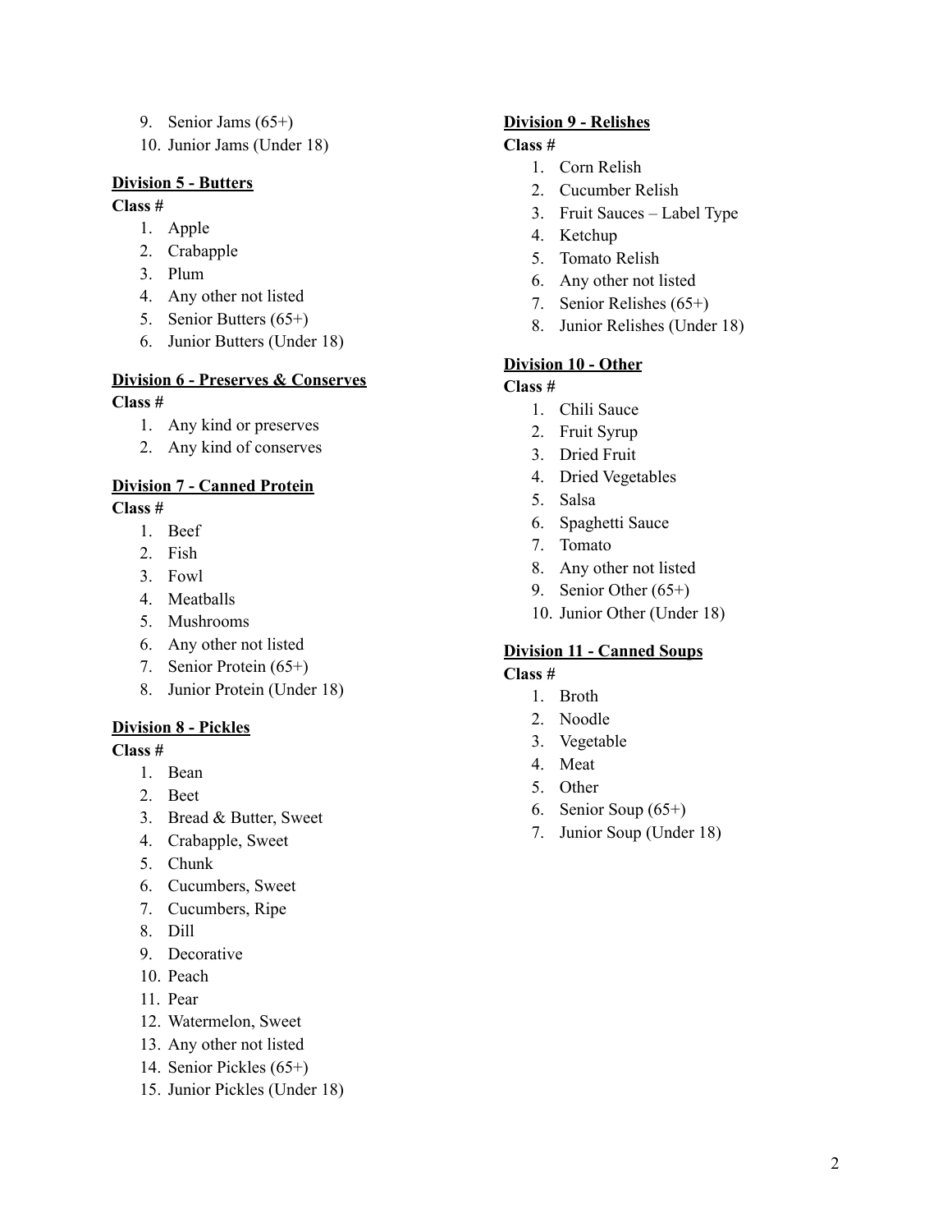9. Senior Jams (65+)
10. Junior Jams (Under 18)

**Division 5 - Butters**

**Class #**

1. Apple
2. Crabapple
3. Plum
4. Any other not listed
5. Senior Butters (65+)
6. Junior Butters (Under 18)

**Division 6 - Preserves & Conserves**

**Class #**

1. Any kind or preserves
2. Any kind of conserves

**Division 7 - Canned Protein**

**Class #**

1. Beef
2. Fish
3. Fowl
4. Meatballs
5. Mushrooms
6. Any other not listed
7. Senior Protein (65+)
8. Junior Protein (Under 18)

**Division 8 - Pickles**

**Class #**

1. Bean
2. Beet
3. Bread & Butter, Sweet
4. Crabapple, Sweet
5. Chunk
6. Cucumbers, Sweet
7. Cucumbers, Ripe
8. Dill
9. Decorative
10. Peach
11. Pear
12. Watermelon, Sweet
13. Any other not listed
14. Senior Pickles (65+)
15. Junior Pickles (Under 18)

**Division 9 - Relishes**

**Class #**

1. Corn Relish
2. Cucumber Relish
3. Fruit Sauces – Label Type
4. Ketchup
5. Tomato Relish
6. Any other not listed
7. Senior Relishes (65+)
8. Junior Relishes (Under 18)

**Division 10 - Other**

**Class #**

1. Chili Sauce
2. Fruit Syrup
3. Dried Fruit
4. Dried Vegetables
5. Salsa
6. Spaghetti Sauce
7. Tomato
8. Any other not listed
9. Senior Other (65+)
10. Junior Other (Under 18)

**Division 11 - Canned Soups**

**Class #**

1. Broth
2. Noodle
3. Vegetable
4. Meat
5. Other
6. Senior Soup (65+)
7. Junior Soup (Under 18)